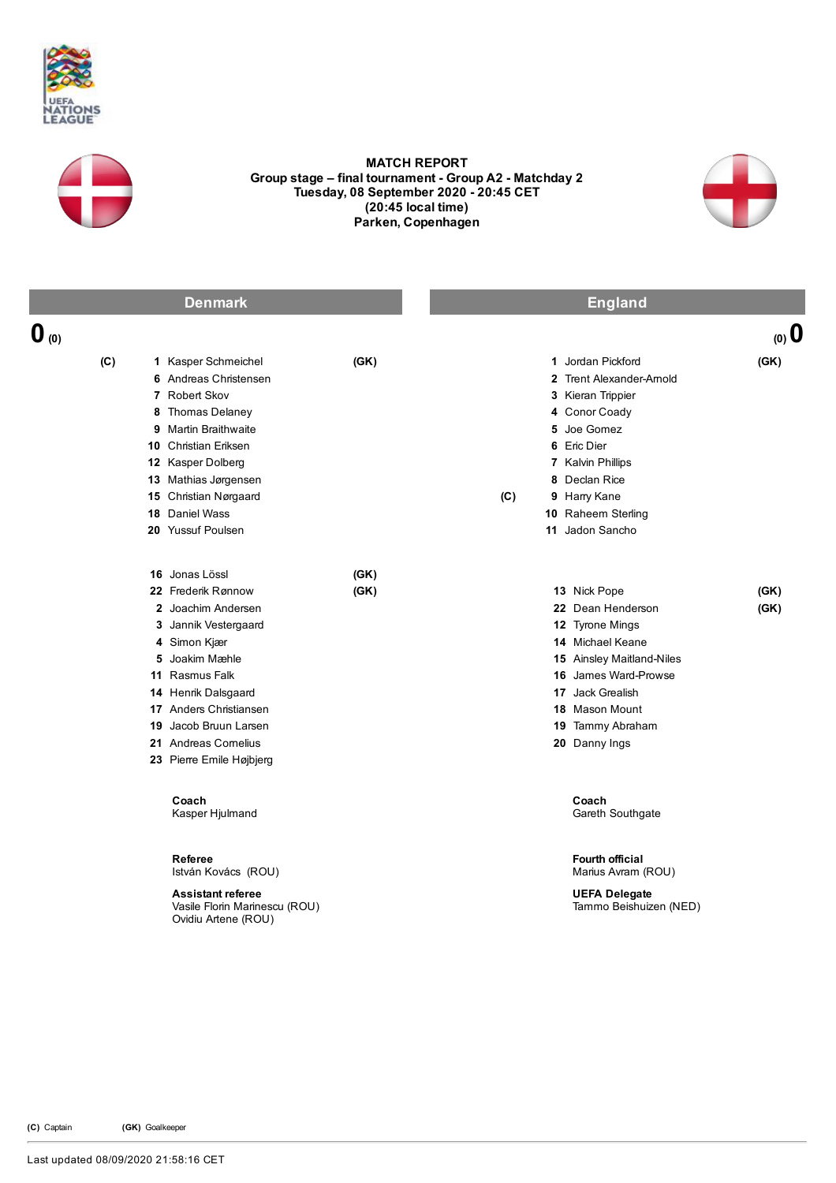UEFA NATIONS LEAGUE

# MATCH REPORT

**Group stage – final tournament - Group A2 - Matchday 2**
**Tuesday, 08 September 2020 - 20:45 CET**
**(20:45 local time)**
**Parken, Copenhagen**

| Denmark | | | | | England | | | |
|---|---|---|---|---|---|---|---|---|
| **0** (0) | | | | | | | | (0) **0** |
| (C) | 1 | Kasper Schmeichel | (GK) | | 1 | Jordan Pickford | (GK) | |
| | 6 | Andreas Christensen | | | 2 | Trent Alexander-Arnold | | |
| | 7 | Robert Skov | | | 3 | Kieran Trippier | | |
| | 8 | Thomas Delaney | | | 4 | Conor Coady | | |
| | 9 | Martin Braithwaite | | | 5 | Joe Gomez | | |
| | 10 | Christian Eriksen | | | 6 | Eric Dier | | |
| | 12 | Kasper Dolberg | | | 7 | Kalvin Phillips | | |
| | 13 | Mathias Jørgensen | | | 8 | Declan Rice | | |
| | 15 | Christian Nørgaard | | (C) | 9 | Harry Kane | | |
| | 18 | Daniel Wass | | | 10 | Raheem Sterling | | |
| | 20 | Yussuf Poulsen | | | 11 | Jadon Sancho | | |

| Denmark | | | England | | |
|---|---|---|---|---|---|
| 16 | Jonas Lössl | (GK) | 13 | Nick Pope | (GK) |
| 22 | Frederik Rønnow | (GK) | 22 | Dean Henderson | (GK) |
| 2 | Joachim Andersen | | 12 | Tyrone Mings | |
| 3 | Jannik Vestergaard | | 14 | Michael Keane | |
| 4 | Simon Kjær | | 15 | Ainsley Maitland-Niles | |
| 5 | Joakim Mæhle | | 16 | James Ward-Prowse | |
| 11 | Rasmus Falk | | 17 | Jack Grealish | |
| 14 | Henrik Dalsgaard | | 18 | Mason Mount | |
| 17 | Anders Christiansen | | 19 | Tammy Abraham | |
| 19 | Jacob Bruun Larsen | | 20 | Danny Ings | |
| 21 | Andreas Cornelius | | | | |
| 23 | Pierre Emile Højbjerg | | | | |

**Coach**
Kasper Hjulmand

**Coach**
Gareth Southgate

**Referee**
István Kovács (ROU)

**Fourth official**
Marius Avram (ROU)

**Assistant referee**
Vasile Florin Marinescu (ROU)
Ovidiu Artene (ROU)

**UEFA Delegate**
Tammo Beishuizen (NED)

**(C)** Captain **(GK)** Goalkeeper

Last updated 08/09/2020 21:58:16 CET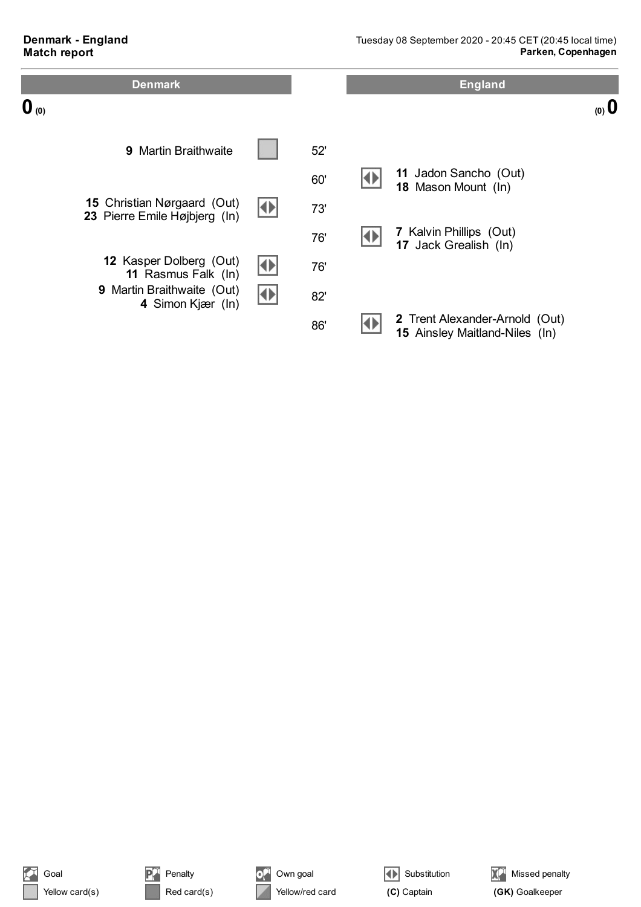**Denmark - England**
**Match report**

Tuesday 08 September 2020 - 20:45 CET (20:45 local time)
**Parken, Copenhagen**

| Denmark | | Min | | England |
|---|---|---|---|---|
| **0** (0) | | | | (0) **0** |
| **9** Martin Braithwaite | Yellow card | 52' | | |
| | | 60' | Substitution | **11** Jadon Sancho (Out)<br>**18** Mason Mount (In) |
| **15** Christian Nørgaard (Out)<br>**23** Pierre Emile Højbjerg (In) | Substitution | 73' | | |
| | | 76' | Substitution | **7** Kalvin Phillips (Out)<br>**17** Jack Grealish (In) |
| **12** Kasper Dolberg (Out)<br>**11** Rasmus Falk (In) | Substitution | 76' | | |
| **9** Martin Braithwaite (Out)<br>**4** Simon Kjær (In) | Substitution | 82' | | |
| | | 86' | Substitution | **2** Trent Alexander-Arnold (Out)<br>**15** Ainsley Maitland-Niles (In) |

Goal | Penalty | Own goal | Substitution | Missed penalty

Yellow card(s) | Red card(s) | Yellow/red card | **(C)** Captain | **(GK)** Goalkeeper